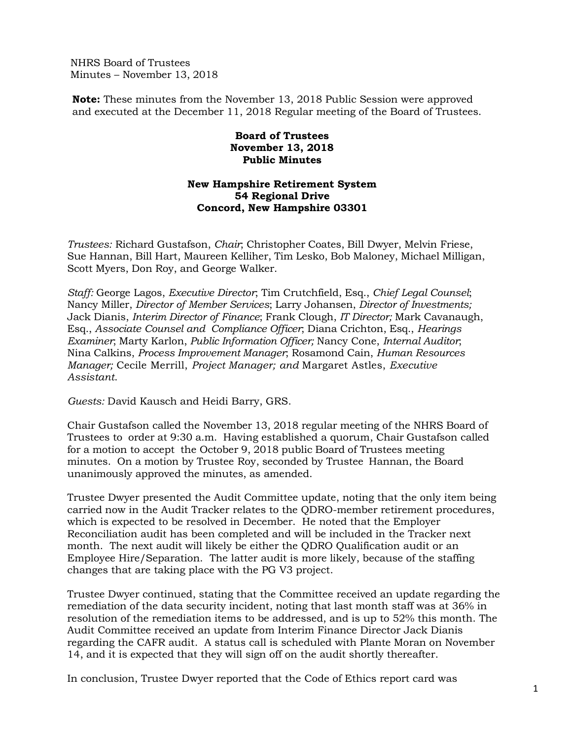NHRS Board of Trustees
Minutes – November 13, 2018

**Note:** These minutes from the November 13, 2018 Public Session were approved and executed at the December 11, 2018 Regular meeting of the Board of Trustees.

**Board of Trustees**
**November 13, 2018**
**Public Minutes**

**New Hampshire Retirement System**
**54 Regional Drive**
**Concord, New Hampshire 03301**

*Trustees:* Richard Gustafson, *Chair*; Christopher Coates, Bill Dwyer, Melvin Friese, Sue Hannan, Bill Hart, Maureen Kelliher, Tim Lesko, Bob Maloney, Michael Milligan, Scott Myers, Don Roy, and George Walker.

*Staff:* George Lagos, *Executive Director*; Tim Crutchfield, Esq., *Chief Legal Counsel*; Nancy Miller, *Director of Member Services*; Larry Johansen, *Director of Investments;* Jack Dianis, *Interim Director of Finance*; Frank Clough, *IT Director;* Mark Cavanaugh, Esq., *Associate Counsel and Compliance Officer*; Diana Crichton, Esq., *Hearings Examiner*; Marty Karlon, *Public Information Officer;* Nancy Cone, *Internal Auditor*; Nina Calkins, *Process Improvement Manager*; Rosamond Cain, *Human Resources Manager;* Cecile Merrill, *Project Manager; and* Margaret Astles, *Executive Assistant*.

*Guests:* David Kausch and Heidi Barry, GRS.

Chair Gustafson called the November 13, 2018 regular meeting of the NHRS Board of Trustees to order at 9:30 a.m. Having established a quorum, Chair Gustafson called for a motion to accept the October 9, 2018 public Board of Trustees meeting minutes. On a motion by Trustee Roy, seconded by Trustee Hannan, the Board unanimously approved the minutes, as amended.

Trustee Dwyer presented the Audit Committee update, noting that the only item being carried now in the Audit Tracker relates to the QDRO-member retirement procedures, which is expected to be resolved in December. He noted that the Employer Reconciliation audit has been completed and will be included in the Tracker next month. The next audit will likely be either the QDRO Qualification audit or an Employee Hire/Separation. The latter audit is more likely, because of the staffing changes that are taking place with the PG V3 project.

Trustee Dwyer continued, stating that the Committee received an update regarding the remediation of the data security incident, noting that last month staff was at 36% in resolution of the remediation items to be addressed, and is up to 52% this month. The Audit Committee received an update from Interim Finance Director Jack Dianis regarding the CAFR audit. A status call is scheduled with Plante Moran on November 14, and it is expected that they will sign off on the audit shortly thereafter.

In conclusion, Trustee Dwyer reported that the Code of Ethics report card was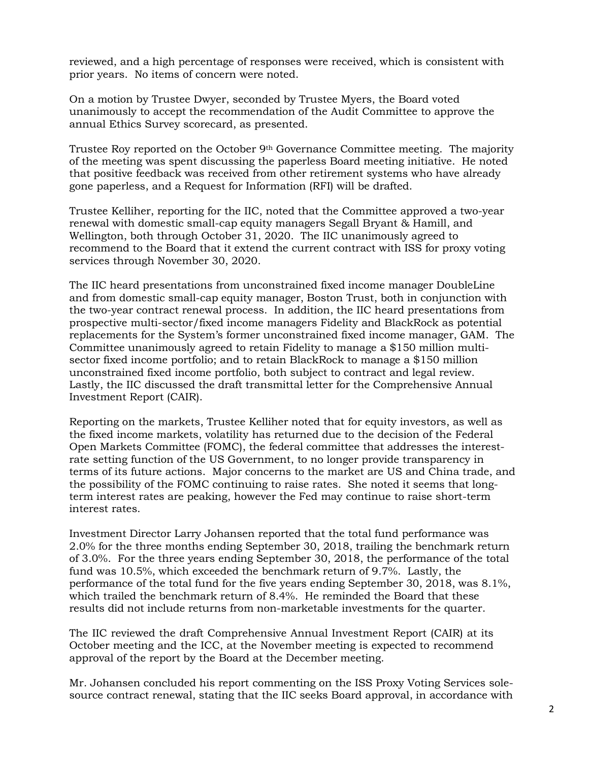reviewed, and a high percentage of responses were received, which is consistent with prior years. No items of concern were noted.

On a motion by Trustee Dwyer, seconded by Trustee Myers, the Board voted unanimously to accept the recommendation of the Audit Committee to approve the annual Ethics Survey scorecard, as presented.

Trustee Roy reported on the October 9th Governance Committee meeting. The majority of the meeting was spent discussing the paperless Board meeting initiative. He noted that positive feedback was received from other retirement systems who have already gone paperless, and a Request for Information (RFI) will be drafted.

Trustee Kelliher, reporting for the IIC, noted that the Committee approved a two-year renewal with domestic small-cap equity managers Segall Bryant & Hamill, and Wellington, both through October 31, 2020. The IIC unanimously agreed to recommend to the Board that it extend the current contract with ISS for proxy voting services through November 30, 2020.

The IIC heard presentations from unconstrained fixed income manager DoubleLine and from domestic small-cap equity manager, Boston Trust, both in conjunction with the two-year contract renewal process. In addition, the IIC heard presentations from prospective multi-sector/fixed income managers Fidelity and BlackRock as potential replacements for the System's former unconstrained fixed income manager, GAM. The Committee unanimously agreed to retain Fidelity to manage a $150 million multi-sector fixed income portfolio; and to retain BlackRock to manage a $150 million unconstrained fixed income portfolio, both subject to contract and legal review. Lastly, the IIC discussed the draft transmittal letter for the Comprehensive Annual Investment Report (CAIR).

Reporting on the markets, Trustee Kelliher noted that for equity investors, as well as the fixed income markets, volatility has returned due to the decision of the Federal Open Markets Committee (FOMC), the federal committee that addresses the interest-rate setting function of the US Government, to no longer provide transparency in terms of its future actions. Major concerns to the market are US and China trade, and the possibility of the FOMC continuing to raise rates. She noted it seems that long-term interest rates are peaking, however the Fed may continue to raise short-term interest rates.

Investment Director Larry Johansen reported that the total fund performance was 2.0% for the three months ending September 30, 2018, trailing the benchmark return of 3.0%. For the three years ending September 30, 2018, the performance of the total fund was 10.5%, which exceeded the benchmark return of 9.7%. Lastly, the performance of the total fund for the five years ending September 30, 2018, was 8.1%, which trailed the benchmark return of 8.4%. He reminded the Board that these results did not include returns from non-marketable investments for the quarter.

The IIC reviewed the draft Comprehensive Annual Investment Report (CAIR) at its October meeting and the ICC, at the November meeting is expected to recommend approval of the report by the Board at the December meeting.

Mr. Johansen concluded his report commenting on the ISS Proxy Voting Services sole-source contract renewal, stating that the IIC seeks Board approval, in accordance with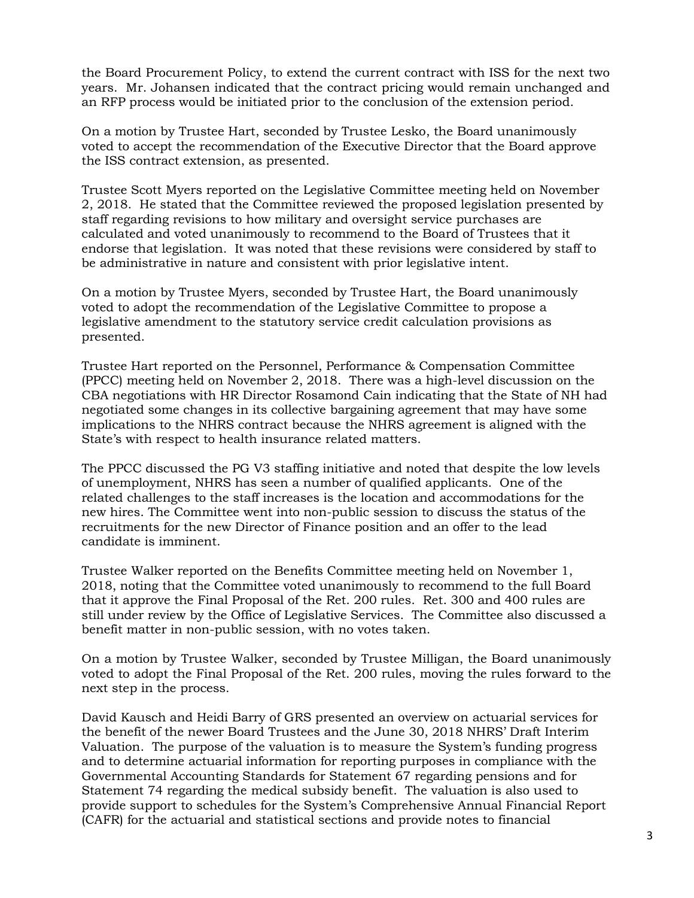the Board Procurement Policy, to extend the current contract with ISS for the next two years. Mr. Johansen indicated that the contract pricing would remain unchanged and an RFP process would be initiated prior to the conclusion of the extension period.

On a motion by Trustee Hart, seconded by Trustee Lesko, the Board unanimously voted to accept the recommendation of the Executive Director that the Board approve the ISS contract extension, as presented.

Trustee Scott Myers reported on the Legislative Committee meeting held on November 2, 2018. He stated that the Committee reviewed the proposed legislation presented by staff regarding revisions to how military and oversight service purchases are calculated and voted unanimously to recommend to the Board of Trustees that it endorse that legislation. It was noted that these revisions were considered by staff to be administrative in nature and consistent with prior legislative intent.

On a motion by Trustee Myers, seconded by Trustee Hart, the Board unanimously voted to adopt the recommendation of the Legislative Committee to propose a legislative amendment to the statutory service credit calculation provisions as presented.

Trustee Hart reported on the Personnel, Performance & Compensation Committee (PPCC) meeting held on November 2, 2018. There was a high-level discussion on the CBA negotiations with HR Director Rosamond Cain indicating that the State of NH had negotiated some changes in its collective bargaining agreement that may have some implications to the NHRS contract because the NHRS agreement is aligned with the State's with respect to health insurance related matters.

The PPCC discussed the PG V3 staffing initiative and noted that despite the low levels of unemployment, NHRS has seen a number of qualified applicants. One of the related challenges to the staff increases is the location and accommodations for the new hires. The Committee went into non-public session to discuss the status of the recruitments for the new Director of Finance position and an offer to the lead candidate is imminent.

Trustee Walker reported on the Benefits Committee meeting held on November 1, 2018, noting that the Committee voted unanimously to recommend to the full Board that it approve the Final Proposal of the Ret. 200 rules. Ret. 300 and 400 rules are still under review by the Office of Legislative Services. The Committee also discussed a benefit matter in non-public session, with no votes taken.

On a motion by Trustee Walker, seconded by Trustee Milligan, the Board unanimously voted to adopt the Final Proposal of the Ret. 200 rules, moving the rules forward to the next step in the process.

David Kausch and Heidi Barry of GRS presented an overview on actuarial services for the benefit of the newer Board Trustees and the June 30, 2018 NHRS' Draft Interim Valuation. The purpose of the valuation is to measure the System's funding progress and to determine actuarial information for reporting purposes in compliance with the Governmental Accounting Standards for Statement 67 regarding pensions and for Statement 74 regarding the medical subsidy benefit. The valuation is also used to provide support to schedules for the System's Comprehensive Annual Financial Report (CAFR) for the actuarial and statistical sections and provide notes to financial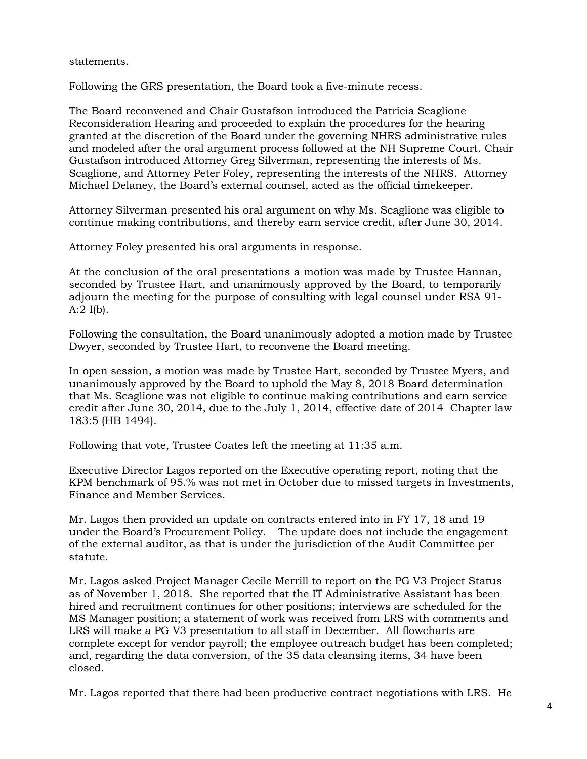statements.

Following the GRS presentation, the Board took a five-minute recess.

The Board reconvened and Chair Gustafson introduced the Patricia Scaglione Reconsideration Hearing and proceeded to explain the procedures for the hearing granted at the discretion of the Board under the governing NHRS administrative rules and modeled after the oral argument process followed at the NH Supreme Court. Chair Gustafson introduced Attorney Greg Silverman, representing the interests of Ms. Scaglione, and Attorney Peter Foley, representing the interests of the NHRS. Attorney Michael Delaney, the Board's external counsel, acted as the official timekeeper.

Attorney Silverman presented his oral argument on why Ms. Scaglione was eligible to continue making contributions, and thereby earn service credit, after June 30, 2014.

Attorney Foley presented his oral arguments in response.

At the conclusion of the oral presentations a motion was made by Trustee Hannan, seconded by Trustee Hart, and unanimously approved by the Board, to temporarily adjourn the meeting for the purpose of consulting with legal counsel under RSA 91-A:2 I(b).

Following the consultation, the Board unanimously adopted a motion made by Trustee Dwyer, seconded by Trustee Hart, to reconvene the Board meeting.

In open session, a motion was made by Trustee Hart, seconded by Trustee Myers, and unanimously approved by the Board to uphold the May 8, 2018 Board determination that Ms. Scaglione was not eligible to continue making contributions and earn service credit after June 30, 2014, due to the July 1, 2014, effective date of 2014 Chapter law 183:5 (HB 1494).

Following that vote, Trustee Coates left the meeting at 11:35 a.m.

Executive Director Lagos reported on the Executive operating report, noting that the KPM benchmark of 95.% was not met in October due to missed targets in Investments, Finance and Member Services.

Mr. Lagos then provided an update on contracts entered into in FY 17, 18 and 19 under the Board's Procurement Policy. The update does not include the engagement of the external auditor, as that is under the jurisdiction of the Audit Committee per statute.

Mr. Lagos asked Project Manager Cecile Merrill to report on the PG V3 Project Status as of November 1, 2018. She reported that the IT Administrative Assistant has been hired and recruitment continues for other positions; interviews are scheduled for the MS Manager position; a statement of work was received from LRS with comments and LRS will make a PG V3 presentation to all staff in December. All flowcharts are complete except for vendor payroll; the employee outreach budget has been completed; and, regarding the data conversion, of the 35 data cleansing items, 34 have been closed.

Mr. Lagos reported that there had been productive contract negotiations with LRS. He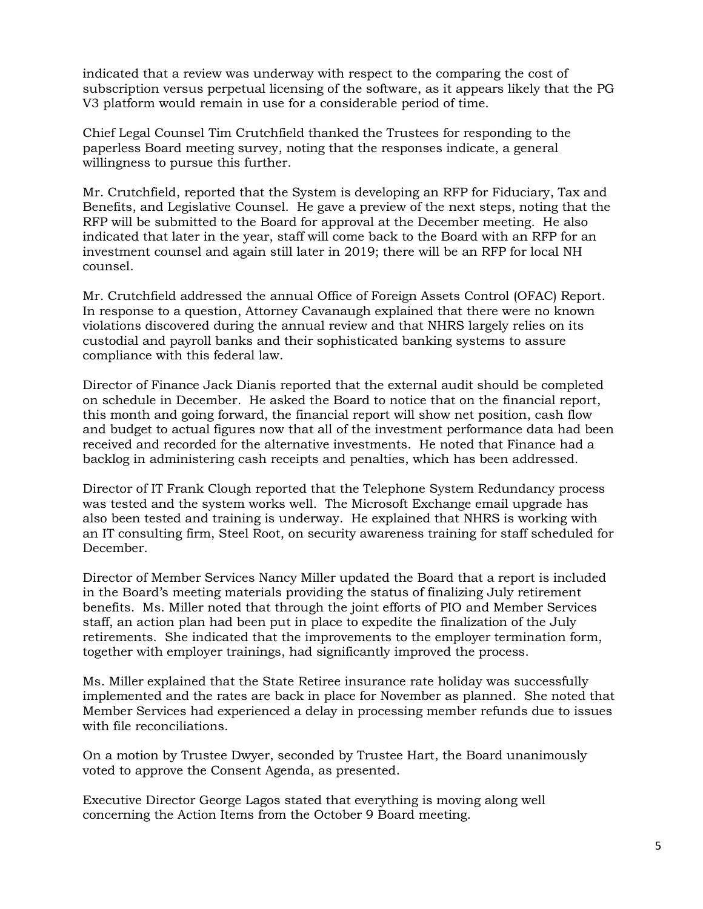indicated that a review was underway with respect to the comparing the cost of subscription versus perpetual licensing of the software, as it appears likely that the PG V3 platform would remain in use for a considerable period of time.

Chief Legal Counsel Tim Crutchfield thanked the Trustees for responding to the paperless Board meeting survey, noting that the responses indicate, a general willingness to pursue this further.

Mr. Crutchfield, reported that the System is developing an RFP for Fiduciary, Tax and Benefits, and Legislative Counsel. He gave a preview of the next steps, noting that the RFP will be submitted to the Board for approval at the December meeting. He also indicated that later in the year, staff will come back to the Board with an RFP for an investment counsel and again still later in 2019; there will be an RFP for local NH counsel.

Mr. Crutchfield addressed the annual Office of Foreign Assets Control (OFAC) Report. In response to a question, Attorney Cavanaugh explained that there were no known violations discovered during the annual review and that NHRS largely relies on its custodial and payroll banks and their sophisticated banking systems to assure compliance with this federal law.

Director of Finance Jack Dianis reported that the external audit should be completed on schedule in December. He asked the Board to notice that on the financial report, this month and going forward, the financial report will show net position, cash flow and budget to actual figures now that all of the investment performance data had been received and recorded for the alternative investments. He noted that Finance had a backlog in administering cash receipts and penalties, which has been addressed.

Director of IT Frank Clough reported that the Telephone System Redundancy process was tested and the system works well. The Microsoft Exchange email upgrade has also been tested and training is underway. He explained that NHRS is working with an IT consulting firm, Steel Root, on security awareness training for staff scheduled for December.

Director of Member Services Nancy Miller updated the Board that a report is included in the Board's meeting materials providing the status of finalizing July retirement benefits. Ms. Miller noted that through the joint efforts of PIO and Member Services staff, an action plan had been put in place to expedite the finalization of the July retirements. She indicated that the improvements to the employer termination form, together with employer trainings, had significantly improved the process.

Ms. Miller explained that the State Retiree insurance rate holiday was successfully implemented and the rates are back in place for November as planned. She noted that Member Services had experienced a delay in processing member refunds due to issues with file reconciliations.

On a motion by Trustee Dwyer, seconded by Trustee Hart, the Board unanimously voted to approve the Consent Agenda, as presented.

Executive Director George Lagos stated that everything is moving along well concerning the Action Items from the October 9 Board meeting.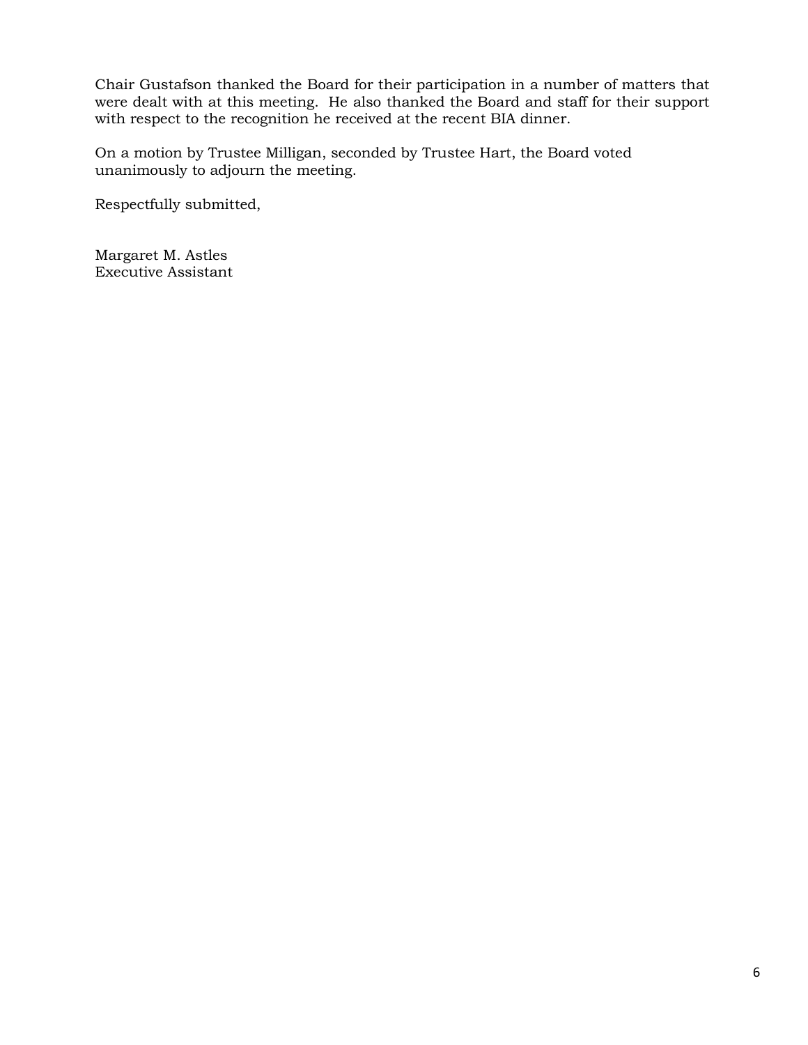Chair Gustafson thanked the Board for their participation in a number of matters that were dealt with at this meeting. He also thanked the Board and staff for their support with respect to the recognition he received at the recent BIA dinner.

On a motion by Trustee Milligan, seconded by Trustee Hart, the Board voted unanimously to adjourn the meeting.

Respectfully submitted,

Margaret M. Astles
Executive Assistant